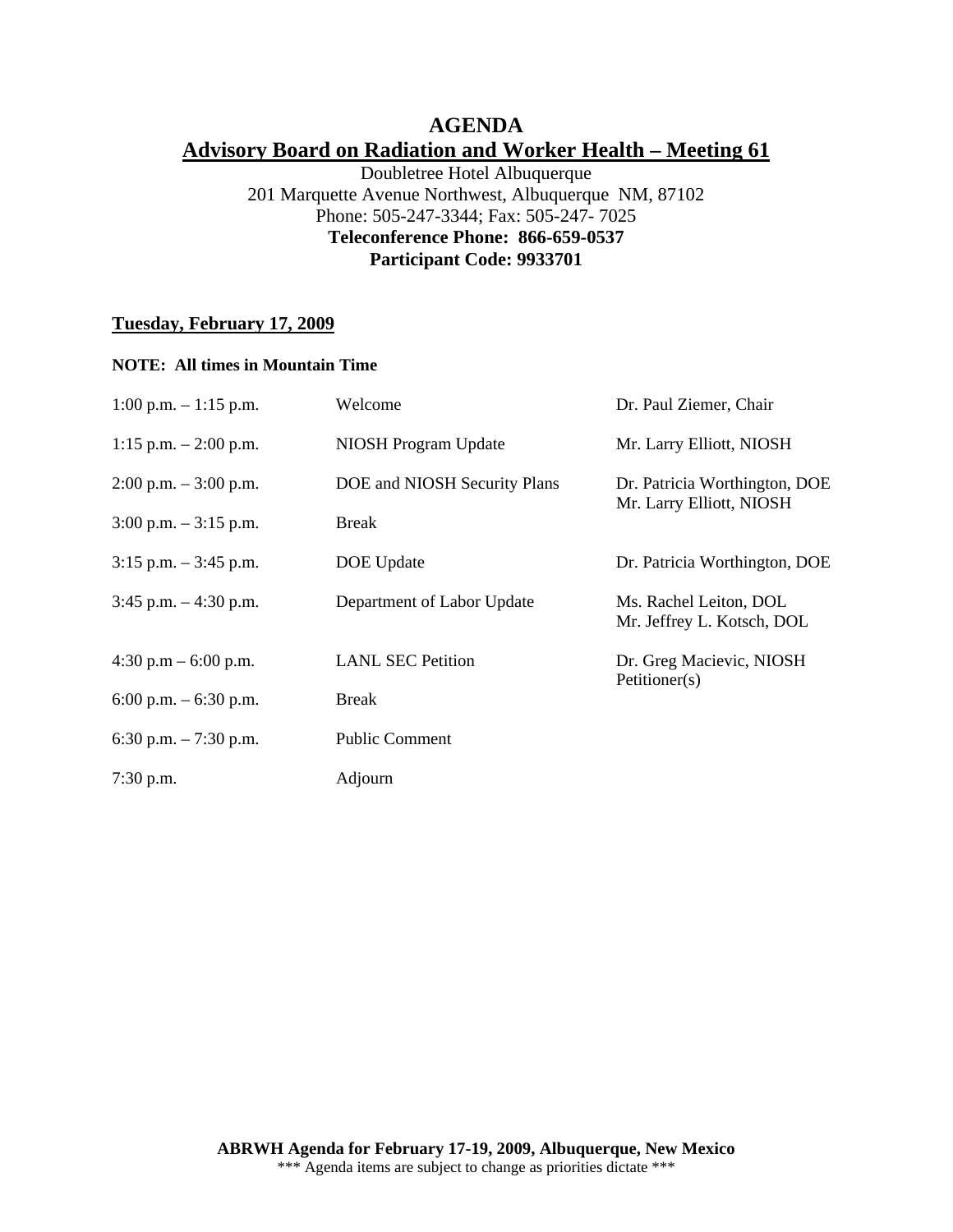# AGENDA

## Advisory Board on Radiation and Worker Health – Meeting 61

Doubletree Hotel Albuquerque
201 Marquette Avenue Northwest, Albuquerque NM, 87102
Phone: 505-247-3344; Fax: 505-247- 7025
**Teleconference Phone: 866-659-0537**
**Participant Code: 9933701**

### Tuesday, February 17, 2009

**NOTE: All times in Mountain Time**

| | | |
|---|---|---|
| 1:00 p.m. – 1:15 p.m. | Welcome | Dr. Paul Ziemer, Chair |
| 1:15 p.m. – 2:00 p.m. | NIOSH Program Update | Mr. Larry Elliott, NIOSH |
| 2:00 p.m. – 3:00 p.m. | DOE and NIOSH Security Plans | Dr. Patricia Worthington, DOE<br>Mr. Larry Elliott, NIOSH |
| 3:00 p.m. – 3:15 p.m. | Break | |
| 3:15 p.m. – 3:45 p.m. | DOE Update | Dr. Patricia Worthington, DOE |
| 3:45 p.m. – 4:30 p.m. | Department of Labor Update | Ms. Rachel Leiton, DOL<br>Mr. Jeffrey L. Kotsch, DOL |
| 4:30 p.m – 6:00 p.m. | LANL SEC Petition | Dr. Greg Macievic, NIOSH<br>Petitioner(s) |
| 6:00 p.m. – 6:30 p.m. | Break | |
| 6:30 p.m. – 7:30 p.m. | Public Comment | |
| 7:30 p.m. | Adjourn | |

**ABRWH Agenda for February 17-19, 2009, Albuquerque, New Mexico**
\*\*\* Agenda items are subject to change as priorities dictate \*\*\*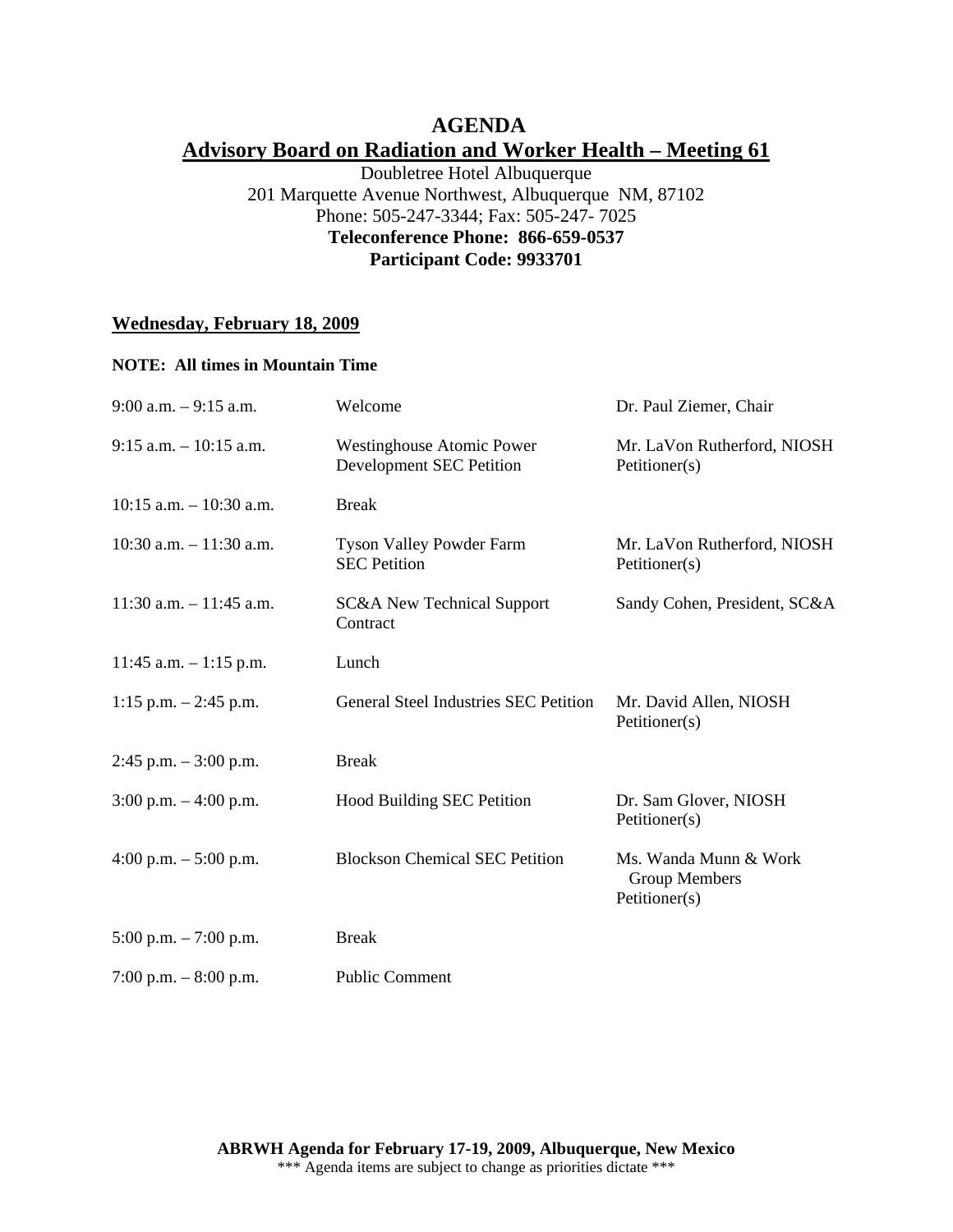# AGENDA

## Advisory Board on Radiation and Worker Health – Meeting 61

Doubletree Hotel Albuquerque
201 Marquette Avenue Northwest, Albuquerque NM, 87102
Phone: 505-247-3344; Fax: 505-247- 7025
**Teleconference Phone: 866-659-0537**
**Participant Code: 9933701**

**Wednesday, February 18, 2009**

**NOTE: All times in Mountain Time**

| | | |
|---|---|---|
| 9:00 a.m. – 9:15 a.m. | Welcome | Dr. Paul Ziemer, Chair |
| 9:15 a.m. – 10:15 a.m. | Westinghouse Atomic Power Development SEC Petition | Mr. LaVon Rutherford, NIOSH<br>Petitioner(s) |
| 10:15 a.m. – 10:30 a.m. | Break | |
| 10:30 a.m. – 11:30 a.m. | Tyson Valley Powder Farm SEC Petition | Mr. LaVon Rutherford, NIOSH<br>Petitioner(s) |
| 11:30 a.m. – 11:45 a.m. | SC&A New Technical Support Contract | Sandy Cohen, President, SC&A |
| 11:45 a.m. – 1:15 p.m. | Lunch | |
| 1:15 p.m. – 2:45 p.m. | General Steel Industries SEC Petition | Mr. David Allen, NIOSH<br>Petitioner(s) |
| 2:45 p.m. – 3:00 p.m. | Break | |
| 3:00 p.m. – 4:00 p.m. | Hood Building SEC Petition | Dr. Sam Glover, NIOSH<br>Petitioner(s) |
| 4:00 p.m. – 5:00 p.m. | Blockson Chemical SEC Petition | Ms. Wanda Munn & Work Group Members<br>Petitioner(s) |
| 5:00 p.m. – 7:00 p.m. | Break | |
| 7:00 p.m. – 8:00 p.m. | Public Comment | |

**ABRWH Agenda for February 17-19, 2009, Albuquerque, New Mexico**
\*\*\* Agenda items are subject to change as priorities dictate \*\*\*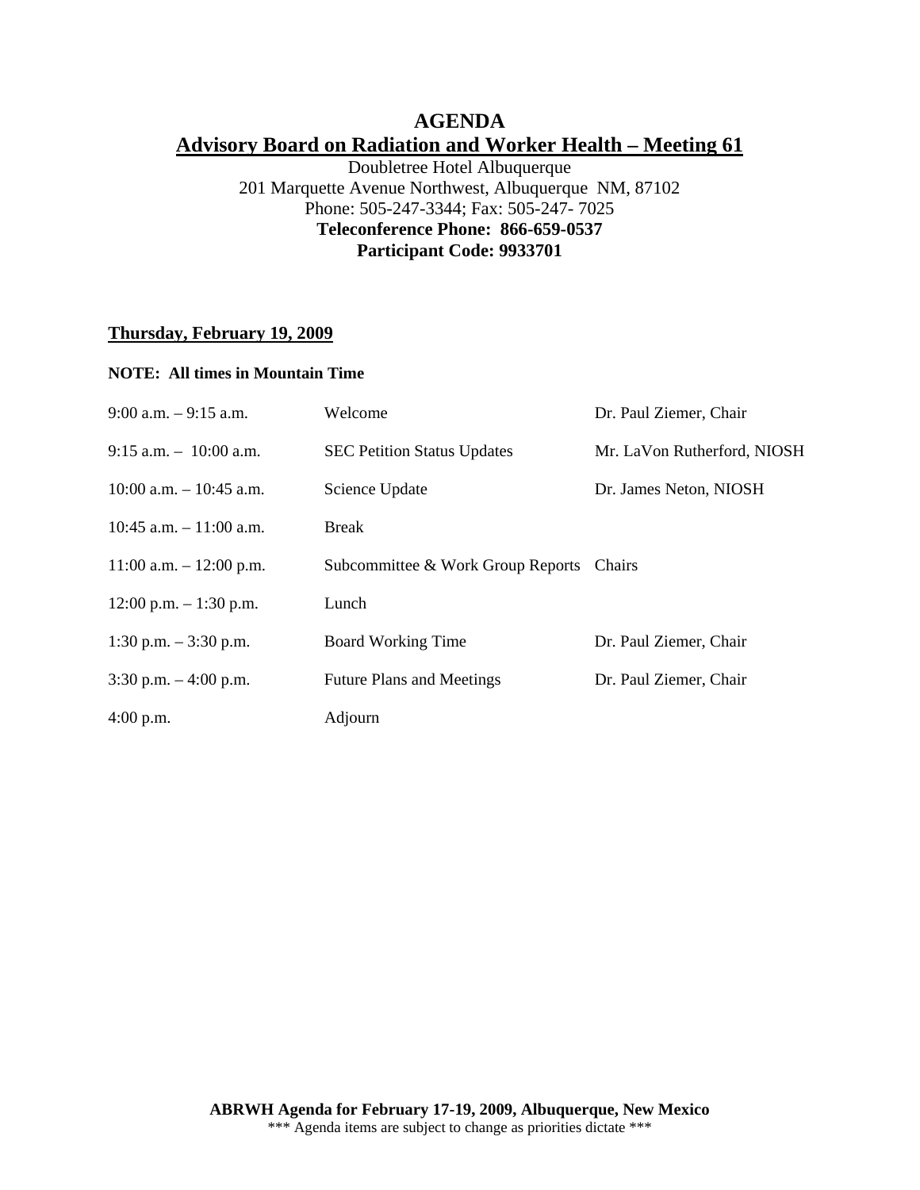# AGENDA

## Advisory Board on Radiation and Worker Health – Meeting 61

Doubletree Hotel Albuquerque
201 Marquette Avenue Northwest, Albuquerque NM, 87102
Phone: 505-247-3344; Fax: 505-247- 7025
**Teleconference Phone: 866-659-0537**
**Participant Code: 9933701**

### Thursday, February 19, 2009

**NOTE: All times in Mountain Time**

| | | |
|---|---|---|
| 9:00 a.m. – 9:15 a.m. | Welcome | Dr. Paul Ziemer, Chair |
| 9:15 a.m. – 10:00 a.m. | SEC Petition Status Updates | Mr. LaVon Rutherford, NIOSH |
| 10:00 a.m. – 10:45 a.m. | Science Update | Dr. James Neton, NIOSH |
| 10:45 a.m. – 11:00 a.m. | Break | |
| 11:00 a.m. – 12:00 p.m. | Subcommittee & Work Group Reports | Chairs |
| 12:00 p.m. – 1:30 p.m. | Lunch | |
| 1:30 p.m. – 3:30 p.m. | Board Working Time | Dr. Paul Ziemer, Chair |
| 3:30 p.m. – 4:00 p.m. | Future Plans and Meetings | Dr. Paul Ziemer, Chair |
| 4:00 p.m. | Adjourn | |

**ABRWH Agenda for February 17-19, 2009, Albuquerque, New Mexico**
\*\*\* Agenda items are subject to change as priorities dictate \*\*\*